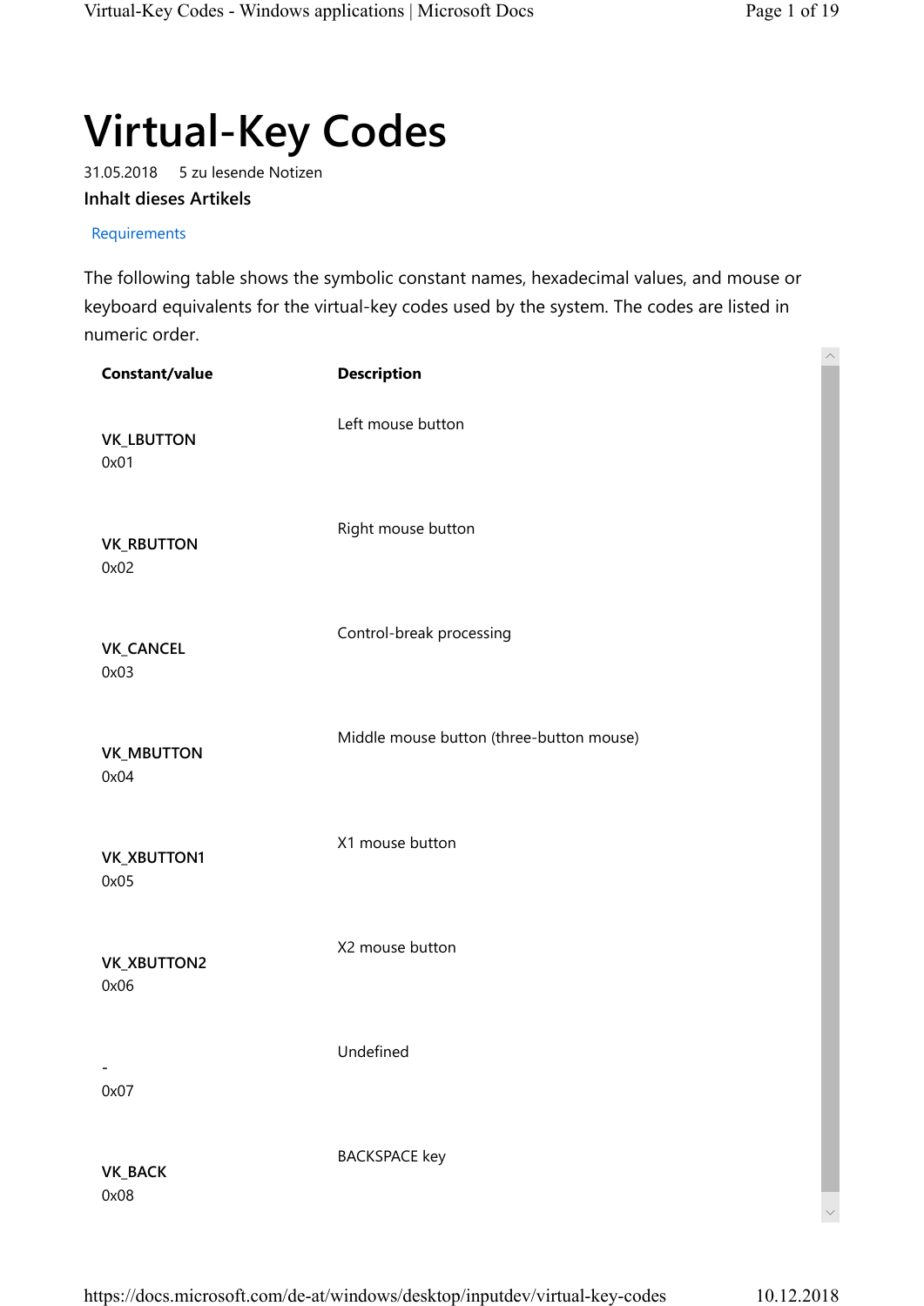# Virtual-Key Codes

31.05.2018 5 zu lesende Notizen

**Inhalt dieses Artikels**

Requirements

The following table shows the symbolic constant names, hexadecimal values, and mouse or keyboard equivalents for the virtual-key codes used by the system. The codes are listed in numeric order.

| Constant/value | Description |
|---|---|
| **VK_LBUTTON** 0x01 | Left mouse button |
| **VK_RBUTTON** 0x02 | Right mouse button |
| **VK_CANCEL** 0x03 | Control-break processing |
| **VK_MBUTTON** 0x04 | Middle mouse button (three-button mouse) |
| **VK_XBUTTON1** 0x05 | X1 mouse button |
| **VK_XBUTTON2** 0x06 | X2 mouse button |
| - 0x07 | Undefined |
| **VK_BACK** 0x08 | BACKSPACE key |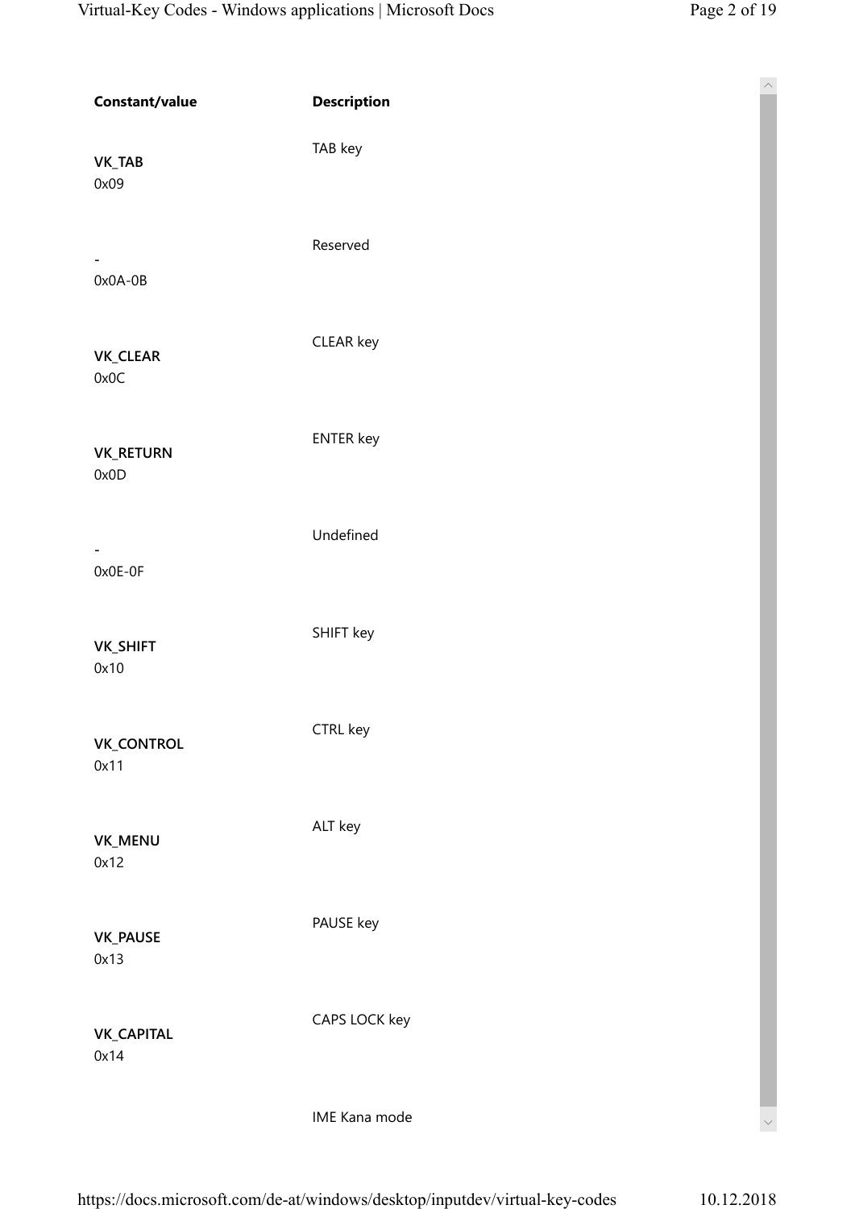| Constant/value | Description |
| --- | --- |
| **VK_TAB**<br>0x09 | TAB key |
| -<br>0x0A-0B | Reserved |
| **VK_CLEAR**<br>0x0C | CLEAR key |
| **VK_RETURN**<br>0x0D | ENTER key |
| -<br>0x0E-0F | Undefined |
| **VK_SHIFT**<br>0x10 | SHIFT key |
| **VK_CONTROL**<br>0x11 | CTRL key |
| **VK_MENU**<br>0x12 | ALT key |
| **VK_PAUSE**<br>0x13 | PAUSE key |
| **VK_CAPITAL**<br>0x14 | CAPS LOCK key |
| | IME Kana mode |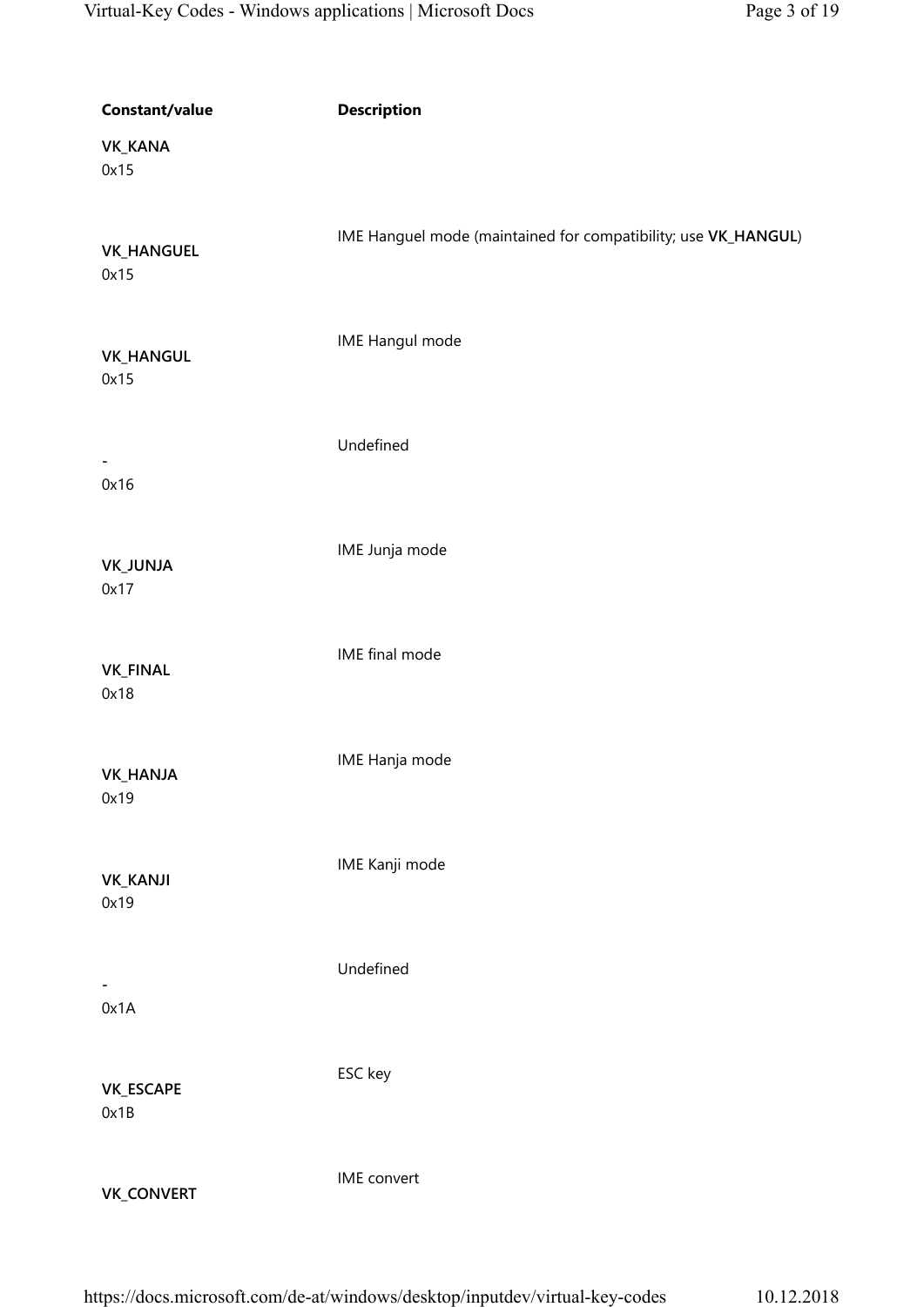| Constant/value | Description |
| --- | --- |
| **VK_KANA** 0x15 | |
| **VK_HANGUEL** 0x15 | IME Hanguel mode (maintained for compatibility; use **VK_HANGUL**) |
| **VK_HANGUL** 0x15 | IME Hangul mode |
| - 0x16 | Undefined |
| **VK_JUNJA** 0x17 | IME Junja mode |
| **VK_FINAL** 0x18 | IME final mode |
| **VK_HANJA** 0x19 | IME Hanja mode |
| **VK_KANJI** 0x19 | IME Kanji mode |
| - 0x1A | Undefined |
| **VK_ESCAPE** 0x1B | ESC key |
| **VK_CONVERT** | IME convert |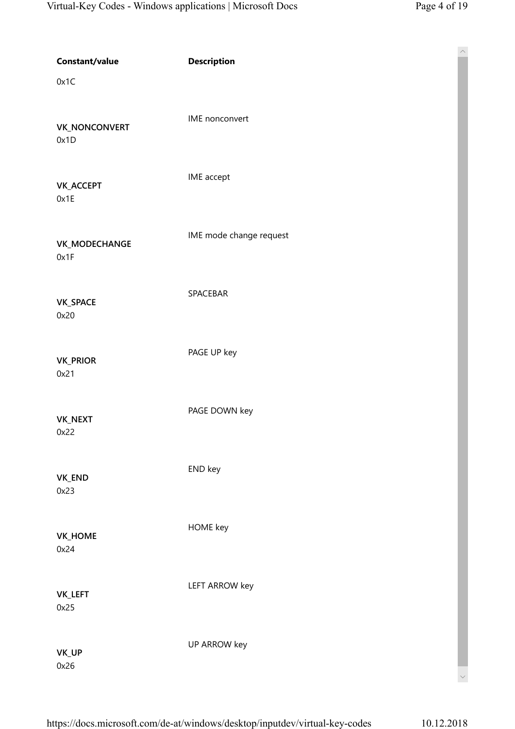| Constant/value | Description |
|---|---|
| 0x1C | |
| **VK_NONCONVERT**<br>0x1D | IME nonconvert |
| **VK_ACCEPT**<br>0x1E | IME accept |
| **VK_MODECHANGE**<br>0x1F | IME mode change request |
| **VK_SPACE**<br>0x20 | SPACEBAR |
| **VK_PRIOR**<br>0x21 | PAGE UP key |
| **VK_NEXT**<br>0x22 | PAGE DOWN key |
| **VK_END**<br>0x23 | END key |
| **VK_HOME**<br>0x24 | HOME key |
| **VK_LEFT**<br>0x25 | LEFT ARROW key |
| **VK_UP**<br>0x26 | UP ARROW key |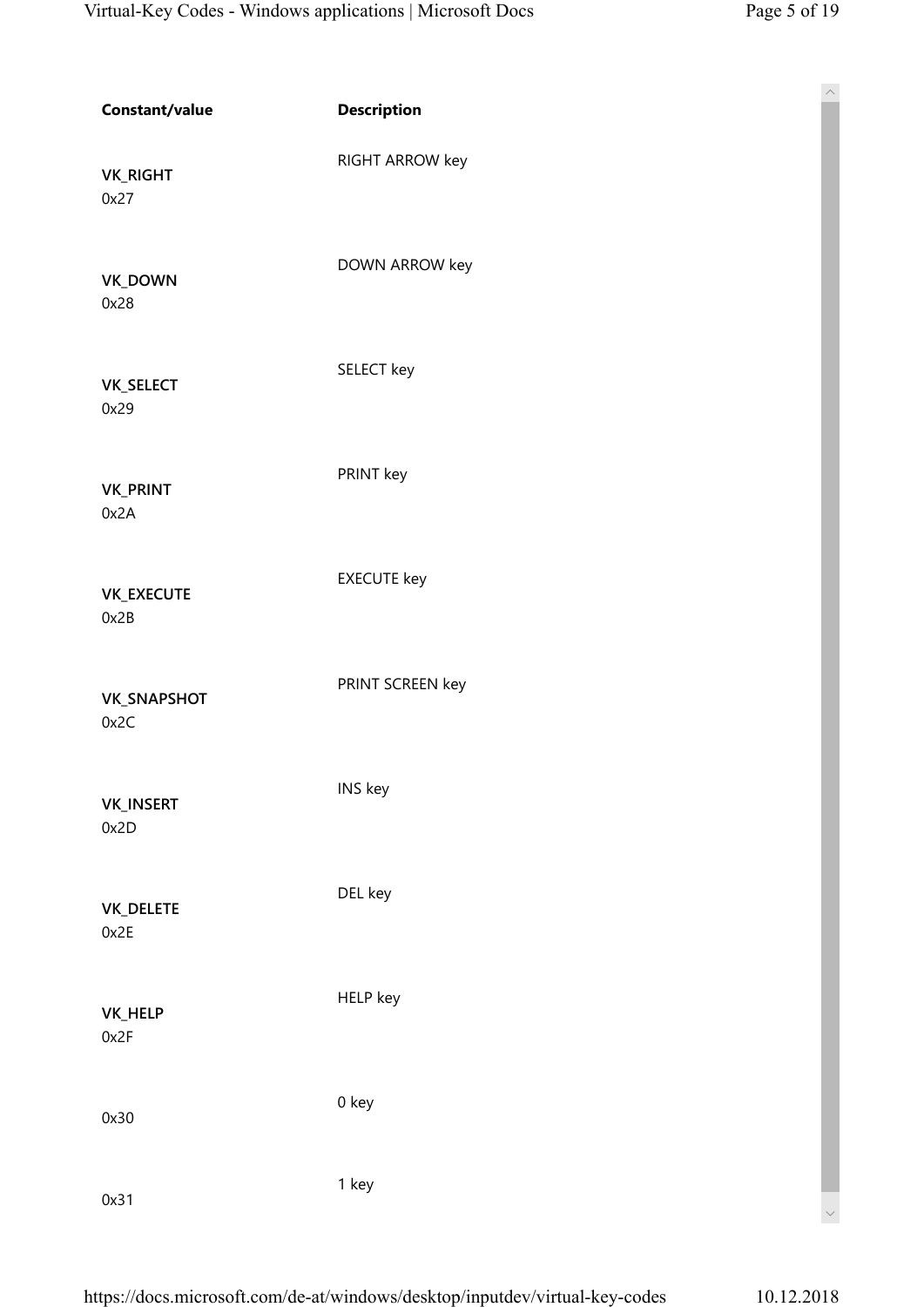| Constant/value | Description |
|---|---|
| **VK_RIGHT** 0x27 | RIGHT ARROW key |
| **VK_DOWN** 0x28 | DOWN ARROW key |
| **VK_SELECT** 0x29 | SELECT key |
| **VK_PRINT** 0x2A | PRINT key |
| **VK_EXECUTE** 0x2B | EXECUTE key |
| **VK_SNAPSHOT** 0x2C | PRINT SCREEN key |
| **VK_INSERT** 0x2D | INS key |
| **VK_DELETE** 0x2E | DEL key |
| **VK_HELP** 0x2F | HELP key |
| 0x30 | 0 key |
| 0x31 | 1 key |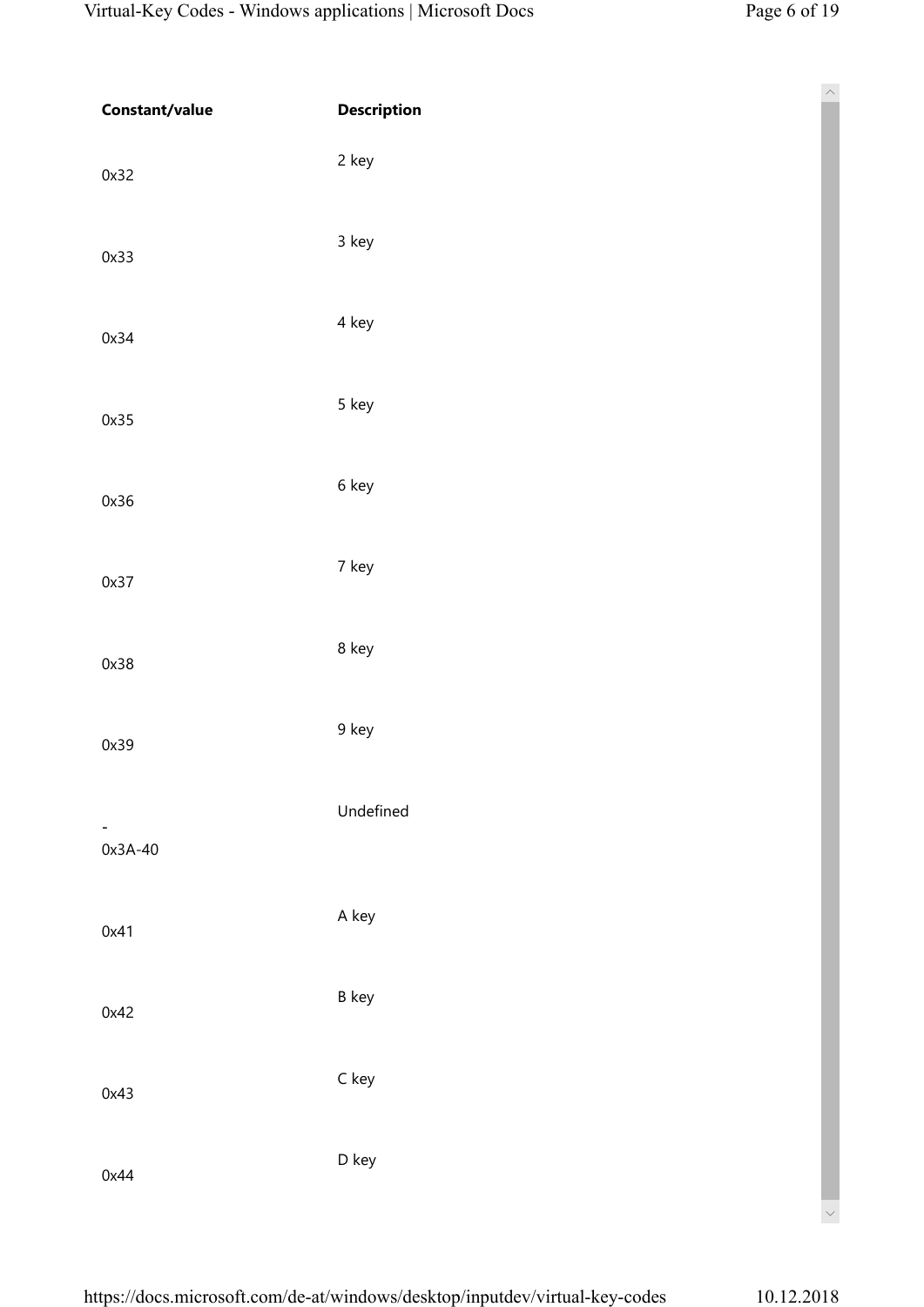| Constant/value | Description |
| --- | --- |
| 0x32 | 2 key |
| 0x33 | 3 key |
| 0x34 | 4 key |
| 0x35 | 5 key |
| 0x36 | 6 key |
| 0x37 | 7 key |
| 0x38 | 8 key |
| 0x39 | 9 key |
| - 0x3A-40 | Undefined |
| 0x41 | A key |
| 0x42 | B key |
| 0x43 | C key |
| 0x44 | D key |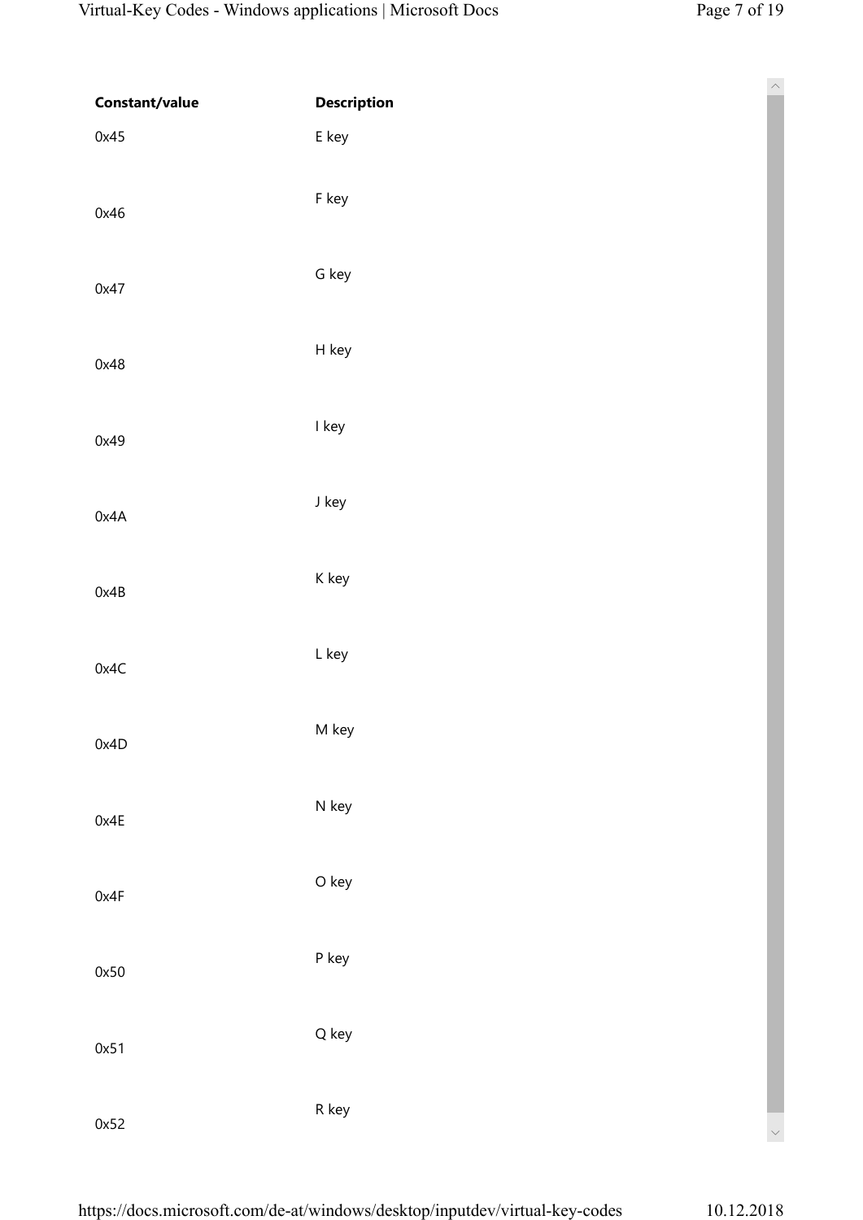| Constant/value | Description |
| --- | --- |
| 0x45 | E key |
| 0x46 | F key |
| 0x47 | G key |
| 0x48 | H key |
| 0x49 | I key |
| 0x4A | J key |
| 0x4B | K key |
| 0x4C | L key |
| 0x4D | M key |
| 0x4E | N key |
| 0x4F | O key |
| 0x50 | P key |
| 0x51 | Q key |
| 0x52 | R key |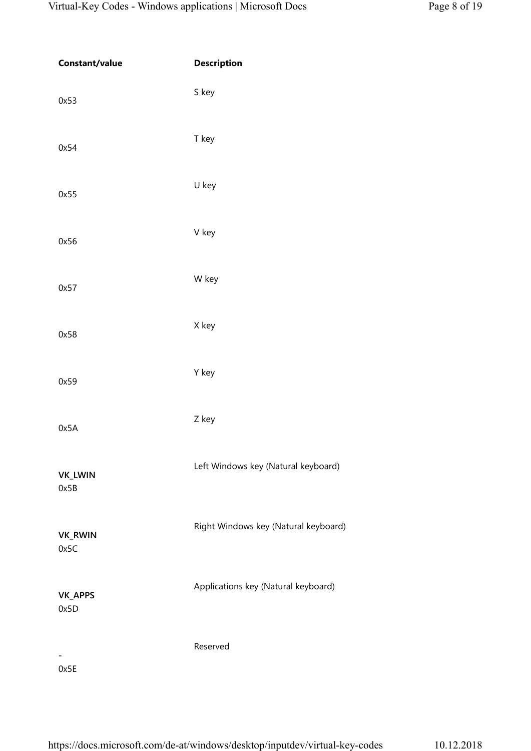| Constant/value | Description |
| --- | --- |
| 0x53 | S key |
| 0x54 | T key |
| 0x55 | U key |
| 0x56 | V key |
| 0x57 | W key |
| 0x58 | X key |
| 0x59 | Y key |
| 0x5A | Z key |
| **VK_LWIN** 0x5B | Left Windows key (Natural keyboard) |
| **VK_RWIN** 0x5C | Right Windows key (Natural keyboard) |
| **VK_APPS** 0x5D | Applications key (Natural keyboard) |
| - 0x5E | Reserved |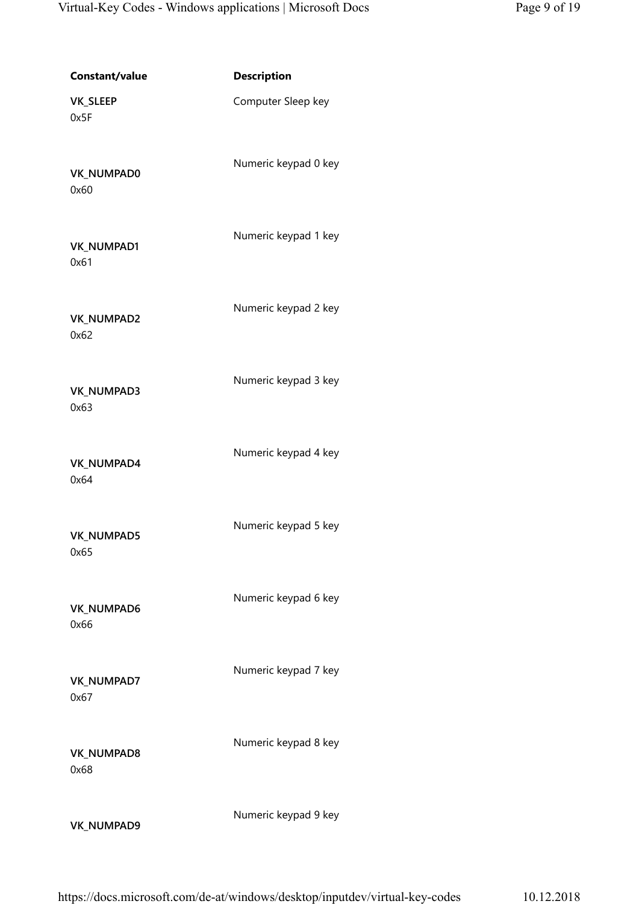| Constant/value | Description |
| --- | --- |
| **VK_SLEEP** 0x5F | Computer Sleep key |
| **VK_NUMPAD0** 0x60 | Numeric keypad 0 key |
| **VK_NUMPAD1** 0x61 | Numeric keypad 1 key |
| **VK_NUMPAD2** 0x62 | Numeric keypad 2 key |
| **VK_NUMPAD3** 0x63 | Numeric keypad 3 key |
| **VK_NUMPAD4** 0x64 | Numeric keypad 4 key |
| **VK_NUMPAD5** 0x65 | Numeric keypad 5 key |
| **VK_NUMPAD6** 0x66 | Numeric keypad 6 key |
| **VK_NUMPAD7** 0x67 | Numeric keypad 7 key |
| **VK_NUMPAD8** 0x68 | Numeric keypad 8 key |
| **VK_NUMPAD9** | Numeric keypad 9 key |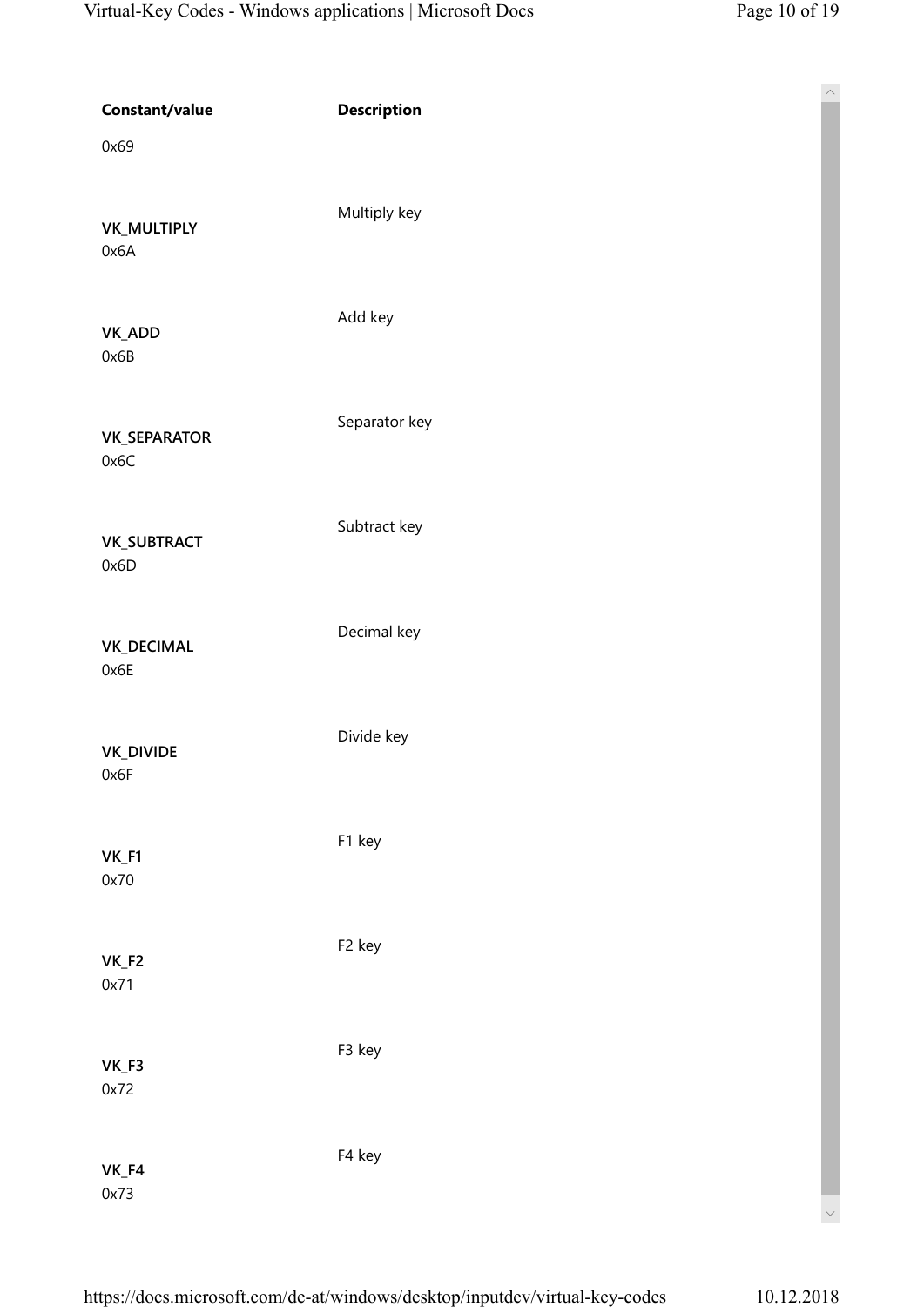| Constant/value | Description |
| --- | --- |
| 0x69 | |
| **VK_MULTIPLY** 0x6A | Multiply key |
| **VK_ADD** 0x6B | Add key |
| **VK_SEPARATOR** 0x6C | Separator key |
| **VK_SUBTRACT** 0x6D | Subtract key |
| **VK_DECIMAL** 0x6E | Decimal key |
| **VK_DIVIDE** 0x6F | Divide key |
| **VK_F1** 0x70 | F1 key |
| **VK_F2** 0x71 | F2 key |
| **VK_F3** 0x72 | F3 key |
| **VK_F4** 0x73 | F4 key |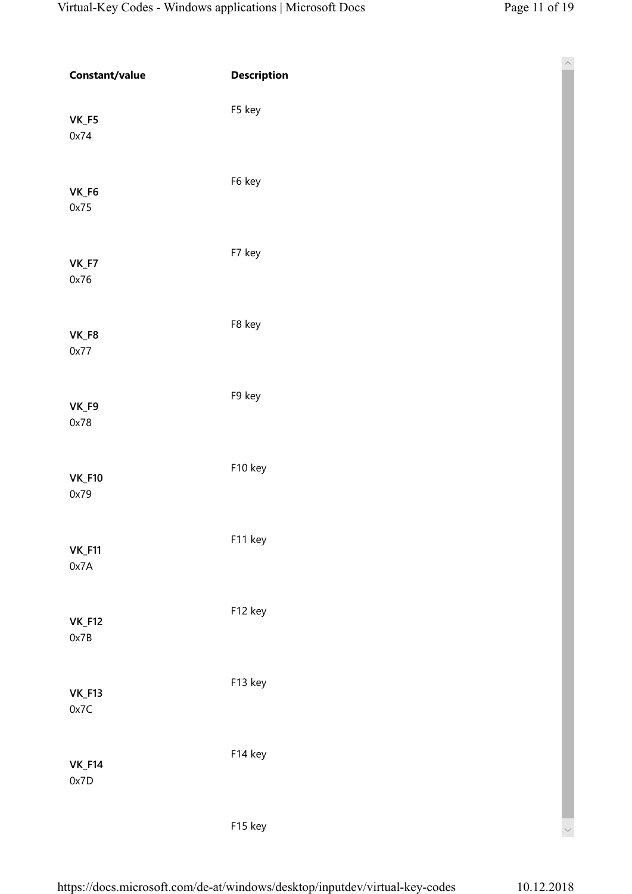| Constant/value | Description |
|---|---|
| **VK_F5**<br>0x74 | F5 key |
| **VK_F6**<br>0x75 | F6 key |
| **VK_F7**<br>0x76 | F7 key |
| **VK_F8**<br>0x77 | F8 key |
| **VK_F9**<br>0x78 | F9 key |
| **VK_F10**<br>0x79 | F10 key |
| **VK_F11**<br>0x7A | F11 key |
| **VK_F12**<br>0x7B | F12 key |
| **VK_F13**<br>0x7C | F13 key |
| **VK_F14**<br>0x7D | F14 key |
| | F15 key |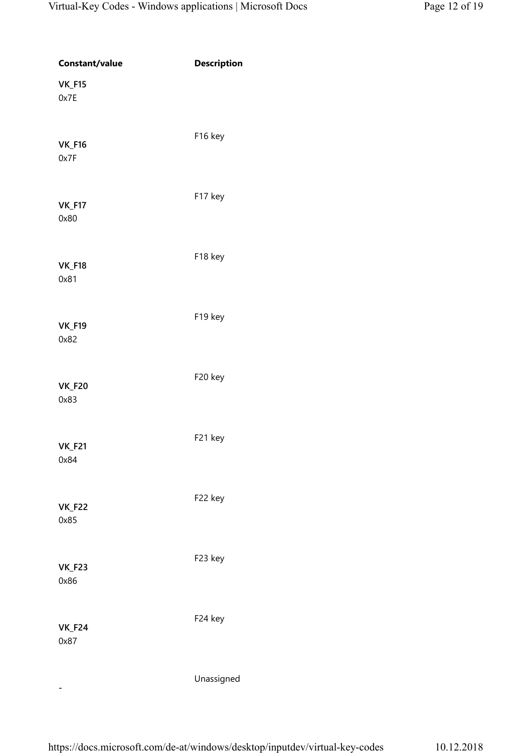| Constant/value | Description |
| --- | --- |
| **VK_F15**<br>0x7E | |
| **VK_F16**<br>0x7F | F16 key |
| **VK_F17**<br>0x80 | F17 key |
| **VK_F18**<br>0x81 | F18 key |
| **VK_F19**<br>0x82 | F19 key |
| **VK_F20**<br>0x83 | F20 key |
| **VK_F21**<br>0x84 | F21 key |
| **VK_F22**<br>0x85 | F22 key |
| **VK_F23**<br>0x86 | F23 key |
| **VK_F24**<br>0x87 | F24 key |
| - | Unassigned |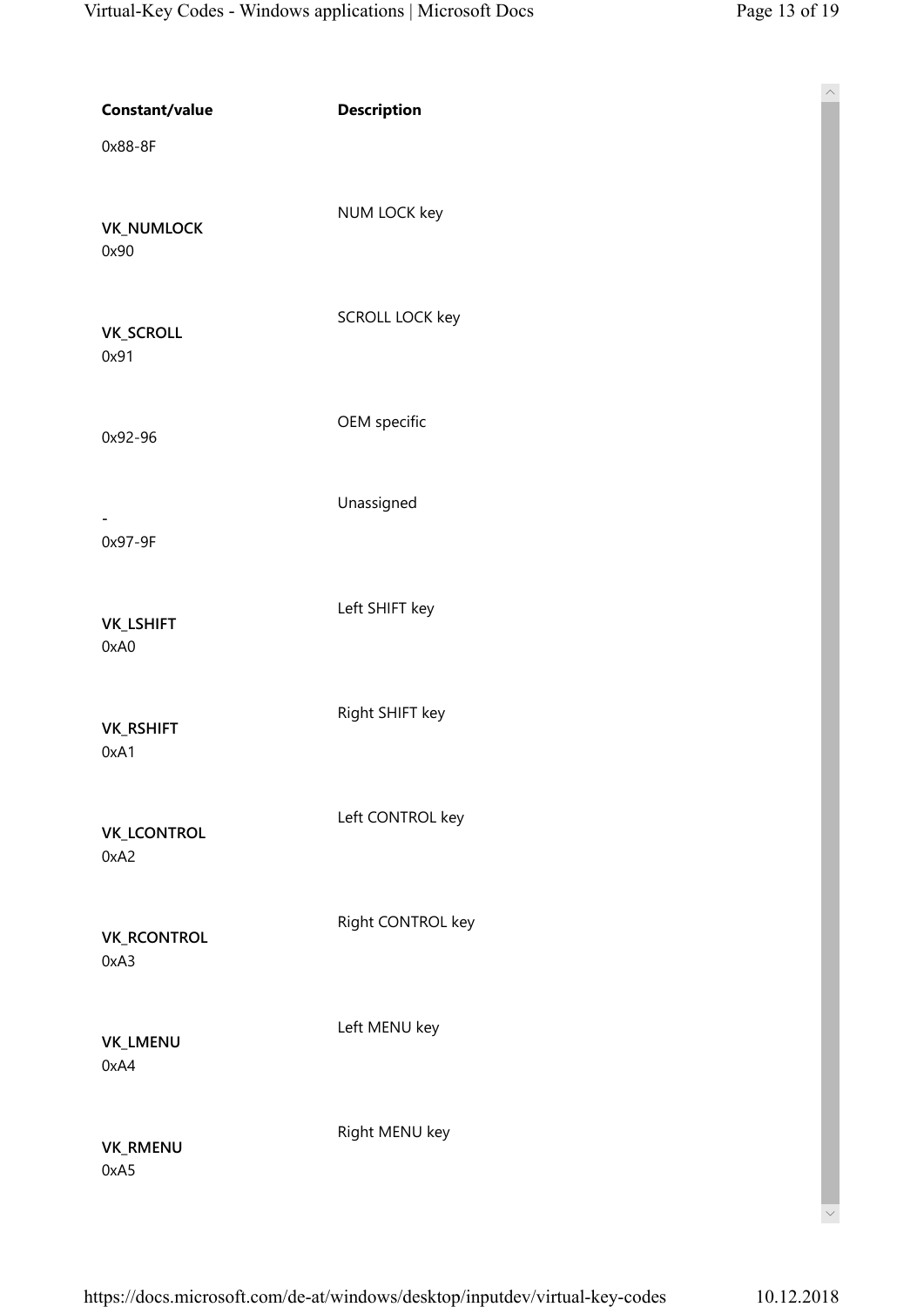| Constant/value | Description |
| --- | --- |
| 0x88-8F | |
| **VK_NUMLOCK**<br>0x90 | NUM LOCK key |
| **VK_SCROLL**<br>0x91 | SCROLL LOCK key |
| 0x92-96 | OEM specific |
| -<br>0x97-9F | Unassigned |
| **VK_LSHIFT**<br>0xA0 | Left SHIFT key |
| **VK_RSHIFT**<br>0xA1 | Right SHIFT key |
| **VK_LCONTROL**<br>0xA2 | Left CONTROL key |
| **VK_RCONTROL**<br>0xA3 | Right CONTROL key |
| **VK_LMENU**<br>0xA4 | Left MENU key |
| **VK_RMENU**<br>0xA5 | Right MENU key |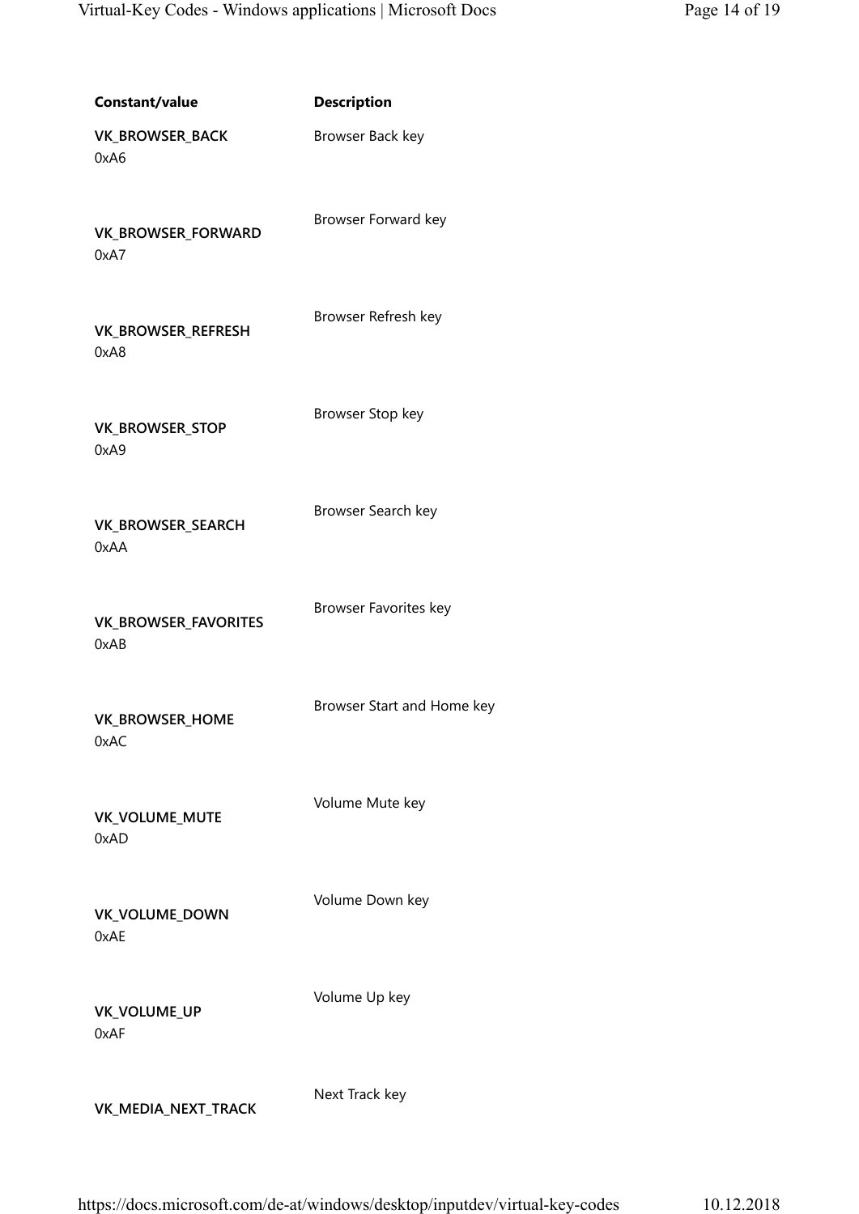| Constant/value | Description |
| --- | --- |
| **VK_BROWSER_BACK** 0xA6 | Browser Back key |
| **VK_BROWSER_FORWARD** 0xA7 | Browser Forward key |
| **VK_BROWSER_REFRESH** 0xA8 | Browser Refresh key |
| **VK_BROWSER_STOP** 0xA9 | Browser Stop key |
| **VK_BROWSER_SEARCH** 0xAA | Browser Search key |
| **VK_BROWSER_FAVORITES** 0xAB | Browser Favorites key |
| **VK_BROWSER_HOME** 0xAC | Browser Start and Home key |
| **VK_VOLUME_MUTE** 0xAD | Volume Mute key |
| **VK_VOLUME_DOWN** 0xAE | Volume Down key |
| **VK_VOLUME_UP** 0xAF | Volume Up key |
| **VK_MEDIA_NEXT_TRACK** | Next Track key |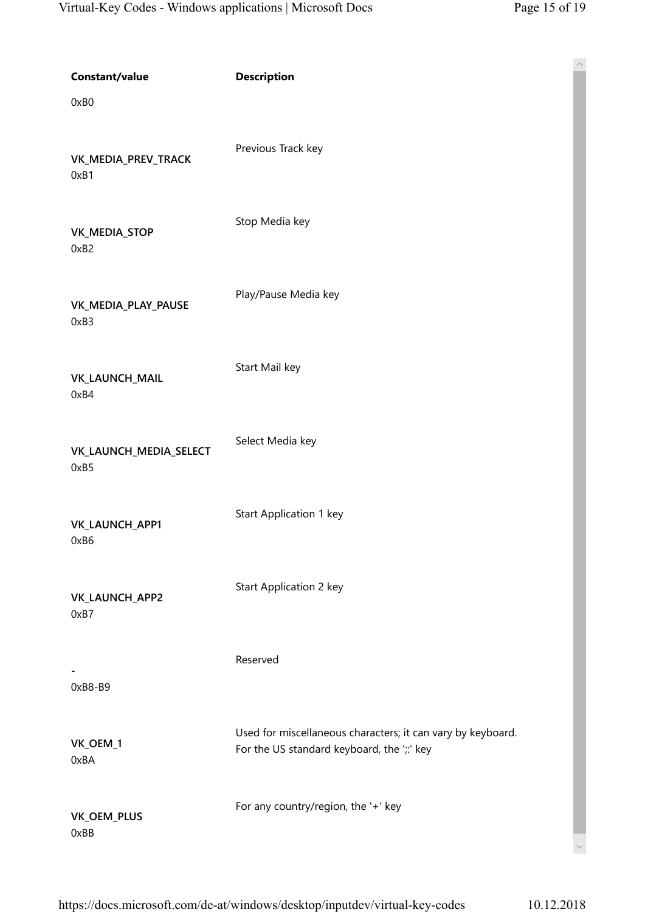| Constant/value | Description |
|---|---|
| 0xB0 | |
| **VK_MEDIA_PREV_TRACK** 0xB1 | Previous Track key |
| **VK_MEDIA_STOP** 0xB2 | Stop Media key |
| **VK_MEDIA_PLAY_PAUSE** 0xB3 | Play/Pause Media key |
| **VK_LAUNCH_MAIL** 0xB4 | Start Mail key |
| **VK_LAUNCH_MEDIA_SELECT** 0xB5 | Select Media key |
| **VK_LAUNCH_APP1** 0xB6 | Start Application 1 key |
| **VK_LAUNCH_APP2** 0xB7 | Start Application 2 key |
| - 0xB8-B9 | Reserved |
| **VK_OEM_1** 0xBA | Used for miscellaneous characters; it can vary by keyboard. For the US standard keyboard, the ';:' key |
| **VK_OEM_PLUS** 0xBB | For any country/region, the '+' key |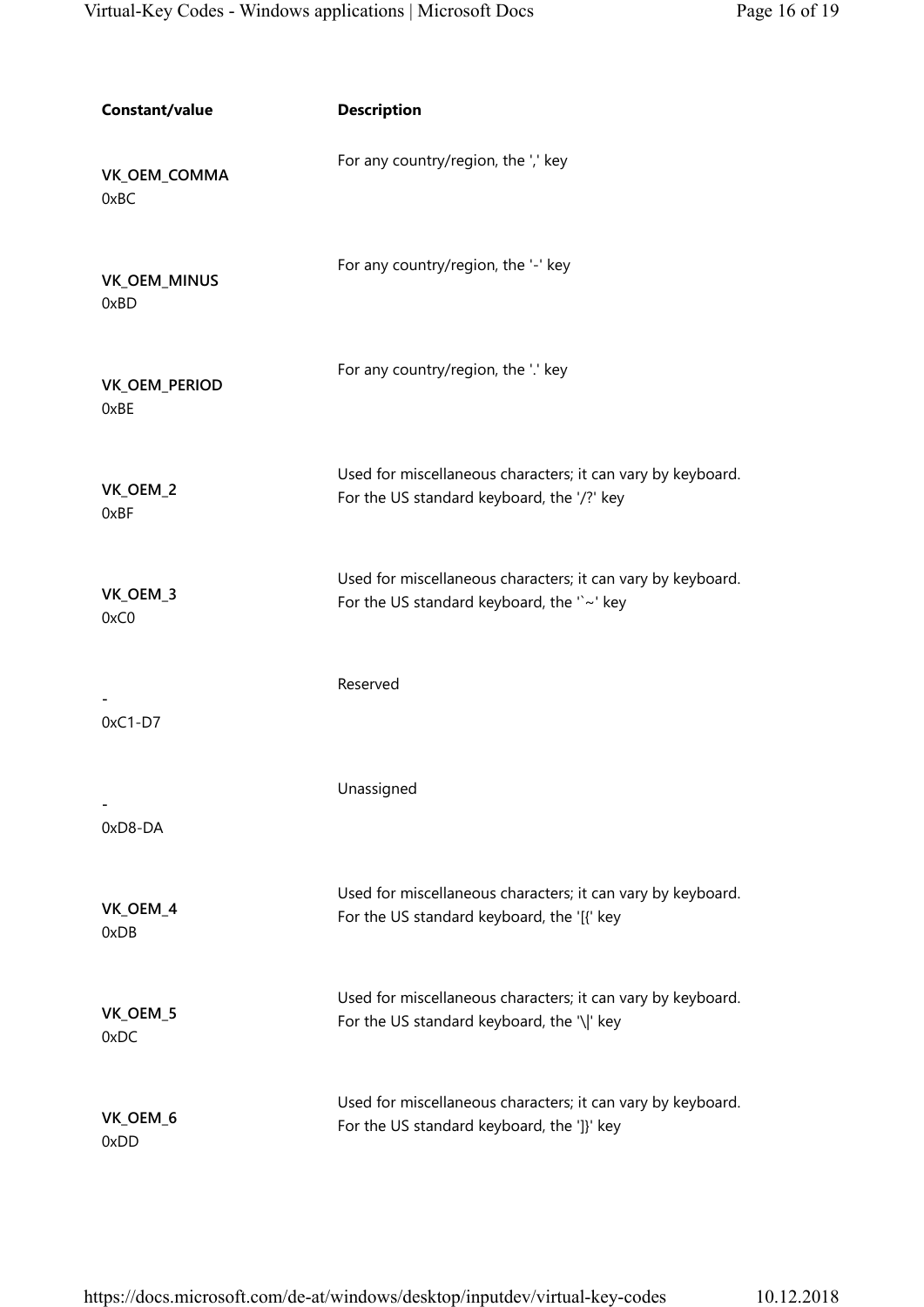| Constant/value | Description |
| --- | --- |
| **VK_OEM_COMMA**<br>0xBC | For any country/region, the ',' key |
| **VK_OEM_MINUS**<br>0xBD | For any country/region, the '-' key |
| **VK_OEM_PERIOD**<br>0xBE | For any country/region, the '.' key |
| **VK_OEM_2**<br>0xBF | Used for miscellaneous characters; it can vary by keyboard.<br>For the US standard keyboard, the '/?' key |
| **VK_OEM_3**<br>0xC0 | Used for miscellaneous characters; it can vary by keyboard.<br>For the US standard keyboard, the '`~' key |
| -<br>0xC1-D7 | Reserved |
| -<br>0xD8-DA | Unassigned |
| **VK_OEM_4**<br>0xDB | Used for miscellaneous characters; it can vary by keyboard.<br>For the US standard keyboard, the '[{' key |
| **VK_OEM_5**<br>0xDC | Used for miscellaneous characters; it can vary by keyboard.<br>For the US standard keyboard, the '\\|' key |
| **VK_OEM_6**<br>0xDD | Used for miscellaneous characters; it can vary by keyboard.<br>For the US standard keyboard, the ']}' key |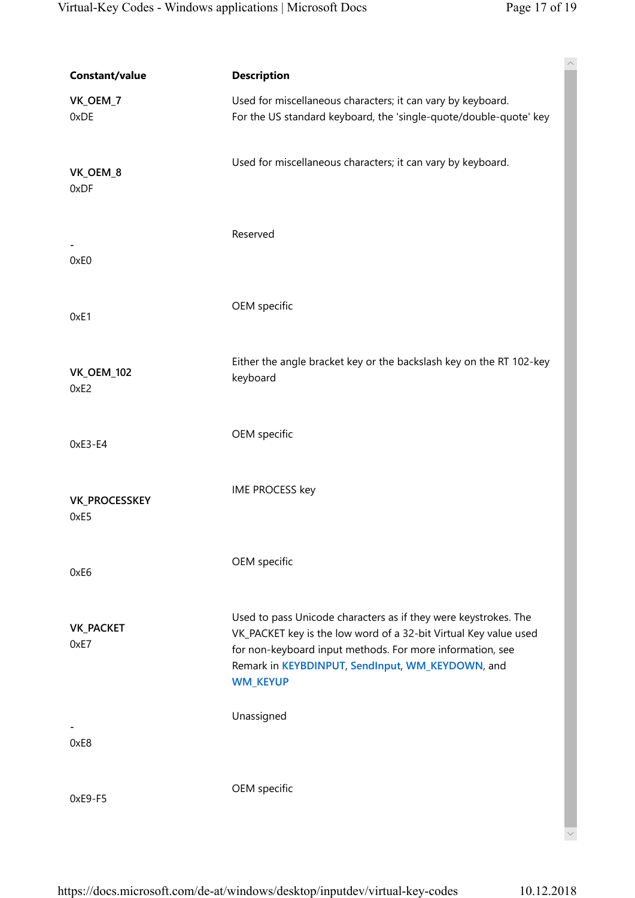| Constant/value | Description |
| --- | --- |
| VK_OEM_7 0xDE | Used for miscellaneous characters; it can vary by keyboard. For the US standard keyboard, the 'single-quote/double-quote' key |
| VK_OEM_8 0xDF | Used for miscellaneous characters; it can vary by keyboard. |
| - 0xE0 | Reserved |
| 0xE1 | OEM specific |
| VK_OEM_102 0xE2 | Either the angle bracket key or the backslash key on the RT 102-key keyboard |
| 0xE3-E4 | OEM specific |
| VK_PROCESSKEY 0xE5 | IME PROCESS key |
| 0xE6 | OEM specific |
| VK_PACKET 0xE7 | Used to pass Unicode characters as if they were keystrokes. The VK_PACKET key is the low word of a 32-bit Virtual Key value used for non-keyboard input methods. For more information, see Remark in KEYBDINPUT, SendInput, WM_KEYDOWN, and WM_KEYUP |
| - 0xE8 | Unassigned |
| 0xE9-F5 | OEM specific |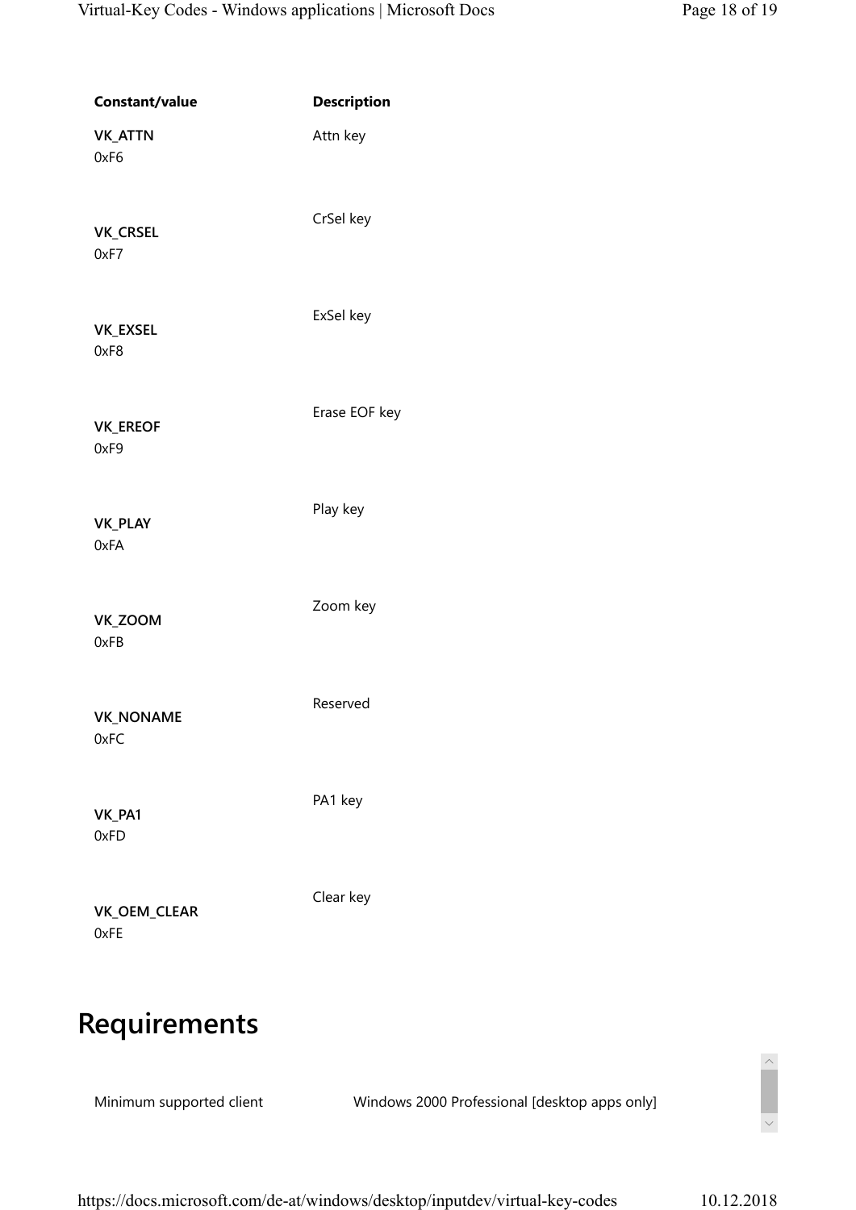| Constant/value | Description |
| --- | --- |
| **VK_ATTN**<br>0xF6 | Attn key |
| **VK_CRSEL**<br>0xF7 | CrSel key |
| **VK_EXSEL**<br>0xF8 | ExSel key |
| **VK_EREOF**<br>0xF9 | Erase EOF key |
| **VK_PLAY**<br>0xFA | Play key |
| **VK_ZOOM**<br>0xFB | Zoom key |
| **VK_NONAME**<br>0xFC | Reserved |
| **VK_PA1**<br>0xFD | PA1 key |
| **VK_OEM_CLEAR**<br>0xFE | Clear key |

## Requirements

| | |
| --- | --- |
| Minimum supported client | Windows 2000 Professional [desktop apps only] |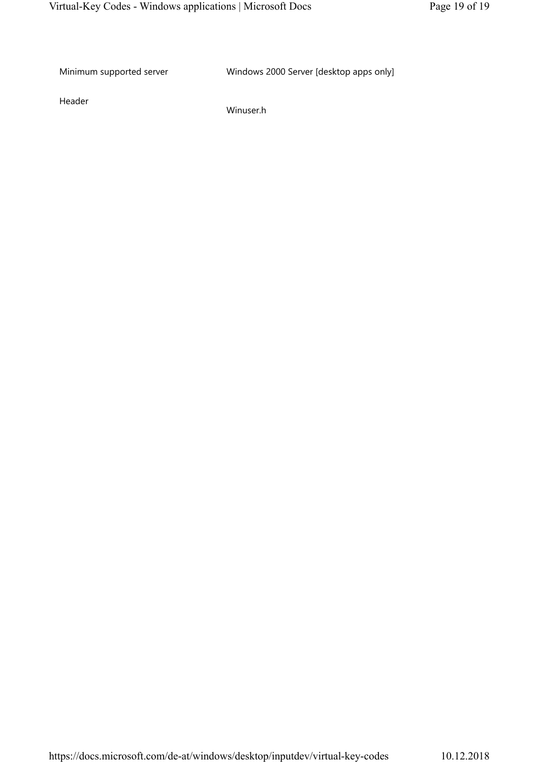| | |
|---|---|
| Minimum supported server | Windows 2000 Server [desktop apps only] |
| Header | Winuser.h |